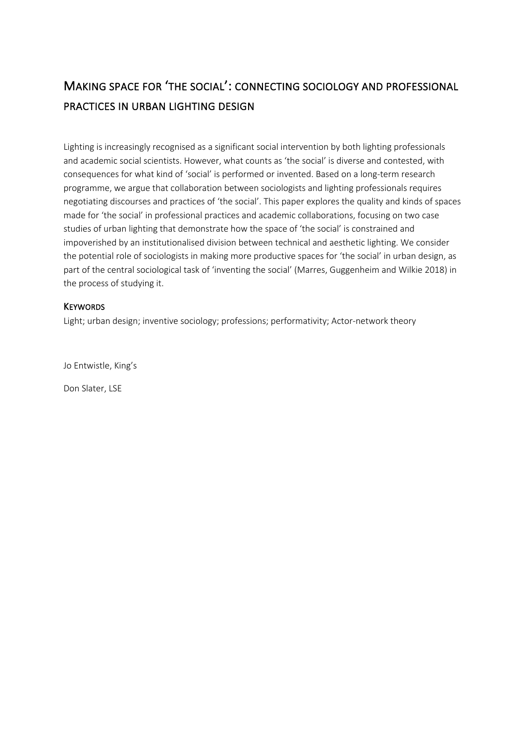# Making space for 'the social': connecting sociology and professional practices in urban lighting design

Lighting is increasingly recognised as a significant social intervention by both lighting professionals and academic social scientists. However, what counts as 'the social' is diverse and contested, with consequences for what kind of 'social' is performed or invented. Based on a long-term research programme, we argue that collaboration between sociologists and lighting professionals requires negotiating discourses and practices of 'the social'. This paper explores the quality and kinds of spaces made for 'the social' in professional practices and academic collaborations, focusing on two case studies of urban lighting that demonstrate how the space of 'the social' is constrained and impoverished by an institutionalised division between technical and aesthetic lighting. We consider the potential role of sociologists in making more productive spaces for 'the social' in urban design, as part of the central sociological task of 'inventing the social' (Marres, Guggenheim and Wilkie 2018) in the process of studying it.

## Keywords

Light; urban design; inventive sociology; professions; performativity; Actor-network theory

Jo Entwistle, King's

Don Slater, LSE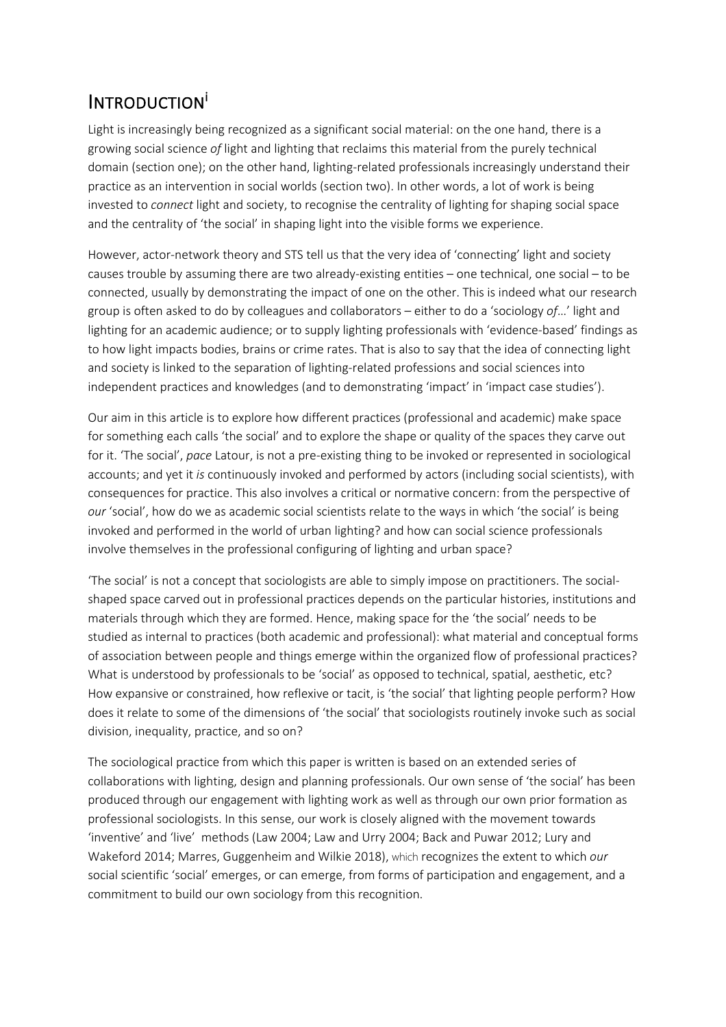# INTRODUCTION[i]

Light is increasingly being recognized as a significant social material: on the one hand, there is a growing social science *of* light and lighting that reclaims this material from the purely technical domain (section one); on the other hand, lighting-related professionals increasingly understand their practice as an intervention in social worlds (section two). In other words, a lot of work is being invested to *connect* light and society, to recognise the centrality of lighting for shaping social space and the centrality of 'the social' in shaping light into the visible forms we experience.

However, actor-network theory and STS tell us that the very idea of 'connecting' light and society causes trouble by assuming there are two already-existing entities – one technical, one social – to be connected, usually by demonstrating the impact of one on the other. This is indeed what our research group is often asked to do by colleagues and collaborators – either to do a 'sociology *of*…' light and lighting for an academic audience; or to supply lighting professionals with 'evidence-based' findings as to how light impacts bodies, brains or crime rates. That is also to say that the idea of connecting light and society is linked to the separation of lighting-related professions and social sciences into independent practices and knowledges (and to demonstrating 'impact' in 'impact case studies').

Our aim in this article is to explore how different practices (professional and academic) make space for something each calls 'the social' and to explore the shape or quality of the spaces they carve out for it. 'The social', *pace* Latour, is not a pre-existing thing to be invoked or represented in sociological accounts; and yet it *is* continuously invoked and performed by actors (including social scientists), with consequences for practice. This also involves a critical or normative concern: from the perspective of *our* 'social', how do we as academic social scientists relate to the ways in which 'the social' is being invoked and performed in the world of urban lighting? and how can social science professionals involve themselves in the professional configuring of lighting and urban space?

'The social' is not a concept that sociologists are able to simply impose on practitioners. The social-shaped space carved out in professional practices depends on the particular histories, institutions and materials through which they are formed. Hence, making space for the 'the social' needs to be studied as internal to practices (both academic and professional): what material and conceptual forms of association between people and things emerge within the organized flow of professional practices? What is understood by professionals to be 'social' as opposed to technical, spatial, aesthetic, etc? How expansive or constrained, how reflexive or tacit, is 'the social' that lighting people perform? How does it relate to some of the dimensions of 'the social' that sociologists routinely invoke such as social division, inequality, practice, and so on?

The sociological practice from which this paper is written is based on an extended series of collaborations with lighting, design and planning professionals. Our own sense of 'the social' has been produced through our engagement with lighting work as well as through our own prior formation as professional sociologists. In this sense, our work is closely aligned with the movement towards 'inventive' and 'live' methods (Law 2004; Law and Urry 2004; Back and Puwar 2012; Lury and Wakeford 2014; Marres, Guggenheim and Wilkie 2018), which recognizes the extent to which *our* social scientific 'social' emerges, or can emerge, from forms of participation and engagement, and a commitment to build our own sociology from this recognition.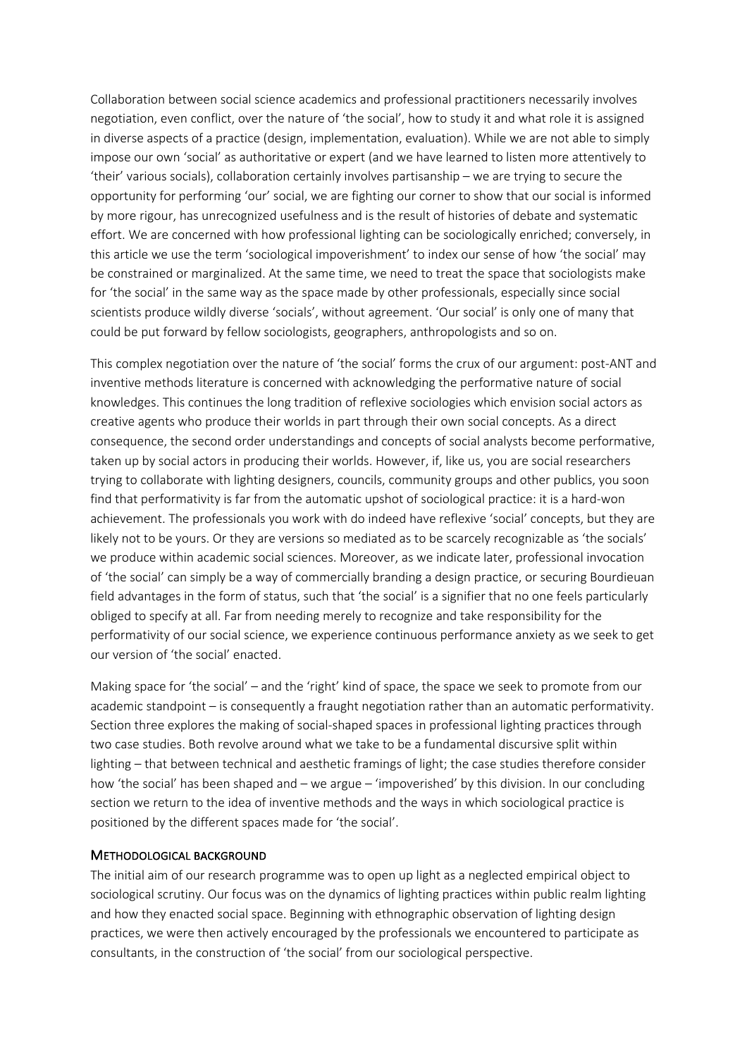Collaboration between social science academics and professional practitioners necessarily involves negotiation, even conflict, over the nature of 'the social', how to study it and what role it is assigned in diverse aspects of a practice (design, implementation, evaluation). While we are not able to simply impose our own 'social' as authoritative or expert (and we have learned to listen more attentively to 'their' various socials), collaboration certainly involves partisanship – we are trying to secure the opportunity for performing 'our' social, we are fighting our corner to show that our social is informed by more rigour, has unrecognized usefulness and is the result of histories of debate and systematic effort. We are concerned with how professional lighting can be sociologically enriched; conversely, in this article we use the term 'sociological impoverishment' to index our sense of how 'the social' may be constrained or marginalized. At the same time, we need to treat the space that sociologists make for 'the social' in the same way as the space made by other professionals, especially since social scientists produce wildly diverse 'socials', without agreement. 'Our social' is only one of many that could be put forward by fellow sociologists, geographers, anthropologists and so on.

This complex negotiation over the nature of 'the social' forms the crux of our argument: post-ANT and inventive methods literature is concerned with acknowledging the performative nature of social knowledges. This continues the long tradition of reflexive sociologies which envision social actors as creative agents who produce their worlds in part through their own social concepts. As a direct consequence, the second order understandings and concepts of social analysts become performative, taken up by social actors in producing their worlds. However, if, like us, you are social researchers trying to collaborate with lighting designers, councils, community groups and other publics, you soon find that performativity is far from the automatic upshot of sociological practice: it is a hard-won achievement. The professionals you work with do indeed have reflexive 'social' concepts, but they are likely not to be yours. Or they are versions so mediated as to be scarcely recognizable as 'the socials' we produce within academic social sciences. Moreover, as we indicate later, professional invocation of 'the social' can simply be a way of commercially branding a design practice, or securing Bourdieuan field advantages in the form of status, such that 'the social' is a signifier that no one feels particularly obliged to specify at all. Far from needing merely to recognize and take responsibility for the performativity of our social science, we experience continuous performance anxiety as we seek to get our version of 'the social' enacted.

Making space for 'the social' – and the 'right' kind of space, the space we seek to promote from our academic standpoint – is consequently a fraught negotiation rather than an automatic performativity. Section three explores the making of social-shaped spaces in professional lighting practices through two case studies. Both revolve around what we take to be a fundamental discursive split within lighting – that between technical and aesthetic framings of light; the case studies therefore consider how 'the social' has been shaped and – we argue – 'impoverished' by this division. In our concluding section we return to the idea of inventive methods and the ways in which sociological practice is positioned by the different spaces made for 'the social'.

## Methodological background

The initial aim of our research programme was to open up light as a neglected empirical object to sociological scrutiny. Our focus was on the dynamics of lighting practices within public realm lighting and how they enacted social space. Beginning with ethnographic observation of lighting design practices, we were then actively encouraged by the professionals we encountered to participate as consultants, in the construction of 'the social' from our sociological perspective.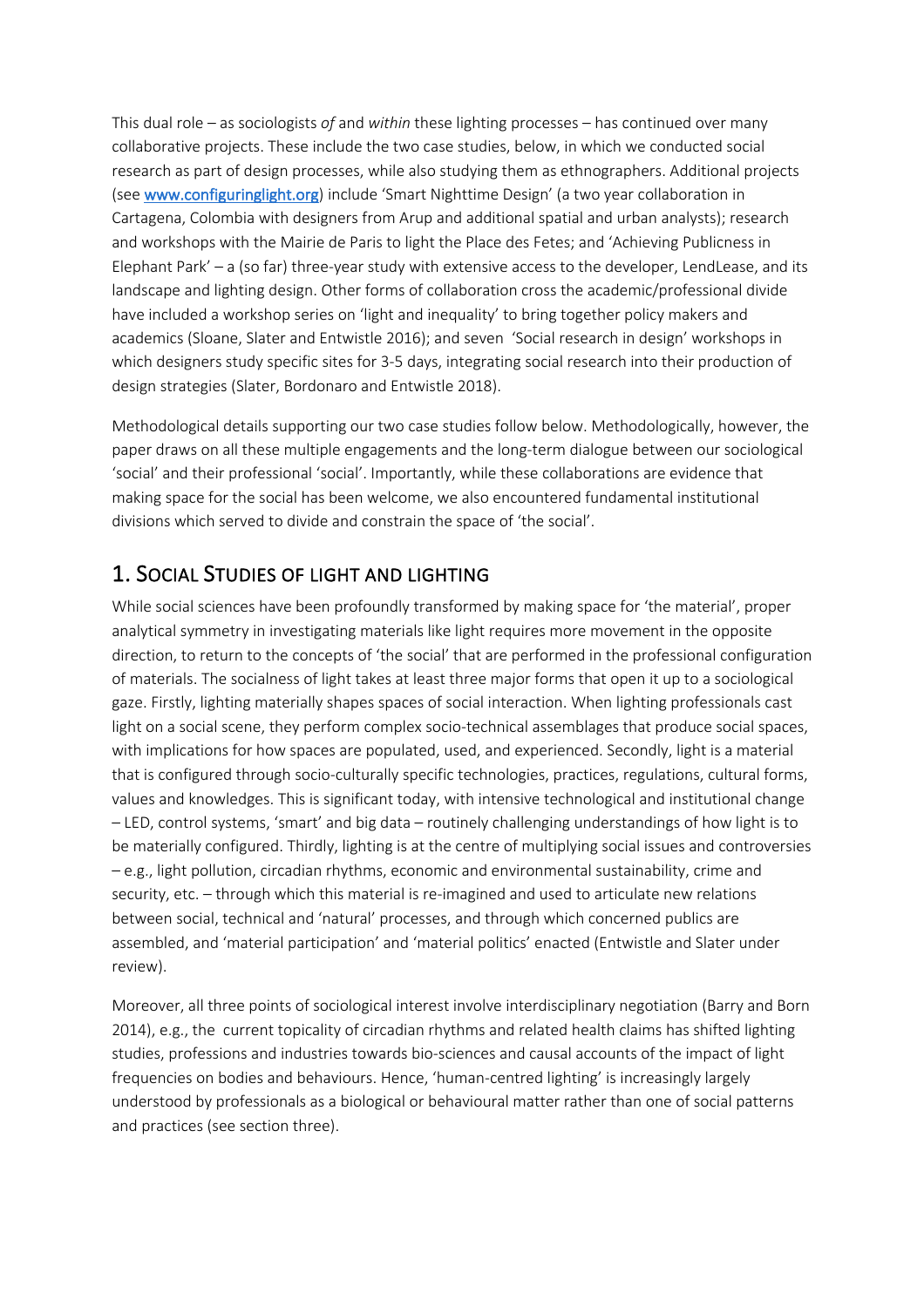This dual role – as sociologists *of* and *within* these lighting processes – has continued over many collaborative projects. These include the two case studies, below, in which we conducted social research as part of design processes, while also studying them as ethnographers. Additional projects (see www.configuringlight.org) include 'Smart Nighttime Design' (a two year collaboration in Cartagena, Colombia with designers from Arup and additional spatial and urban analysts); research and workshops with the Mairie de Paris to light the Place des Fetes; and 'Achieving Publicness in Elephant Park' – a (so far) three-year study with extensive access to the developer, LendLease, and its landscape and lighting design. Other forms of collaboration cross the academic/professional divide have included a workshop series on 'light and inequality' to bring together policy makers and academics (Sloane, Slater and Entwistle 2016); and seven 'Social research in design' workshops in which designers study specific sites for 3-5 days, integrating social research into their production of design strategies (Slater, Bordonaro and Entwistle 2018).

Methodological details supporting our two case studies follow below. Methodologically, however, the paper draws on all these multiple engagements and the long-term dialogue between our sociological 'social' and their professional 'social'. Importantly, while these collaborations are evidence that making space for the social has been welcome, we also encountered fundamental institutional divisions which served to divide and constrain the space of 'the social'.

## 1. Social Studies of Light and Lighting

While social sciences have been profoundly transformed by making space for 'the material', proper analytical symmetry in investigating materials like light requires more movement in the opposite direction, to return to the concepts of 'the social' that are performed in the professional configuration of materials. The socialness of light takes at least three major forms that open it up to a sociological gaze. Firstly, lighting materially shapes spaces of social interaction. When lighting professionals cast light on a social scene, they perform complex socio-technical assemblages that produce social spaces, with implications for how spaces are populated, used, and experienced. Secondly, light is a material that is configured through socio-culturally specific technologies, practices, regulations, cultural forms, values and knowledges. This is significant today, with intensive technological and institutional change – LED, control systems, 'smart' and big data – routinely challenging understandings of how light is to be materially configured. Thirdly, lighting is at the centre of multiplying social issues and controversies – e.g., light pollution, circadian rhythms, economic and environmental sustainability, crime and security, etc. – through which this material is re-imagined and used to articulate new relations between social, technical and 'natural' processes, and through which concerned publics are assembled, and 'material participation' and 'material politics' enacted (Entwistle and Slater under review).

Moreover, all three points of sociological interest involve interdisciplinary negotiation (Barry and Born 2014), e.g., the current topicality of circadian rhythms and related health claims has shifted lighting studies, professions and industries towards bio-sciences and causal accounts of the impact of light frequencies on bodies and behaviours. Hence, 'human-centred lighting' is increasingly largely understood by professionals as a biological or behavioural matter rather than one of social patterns and practices (see section three).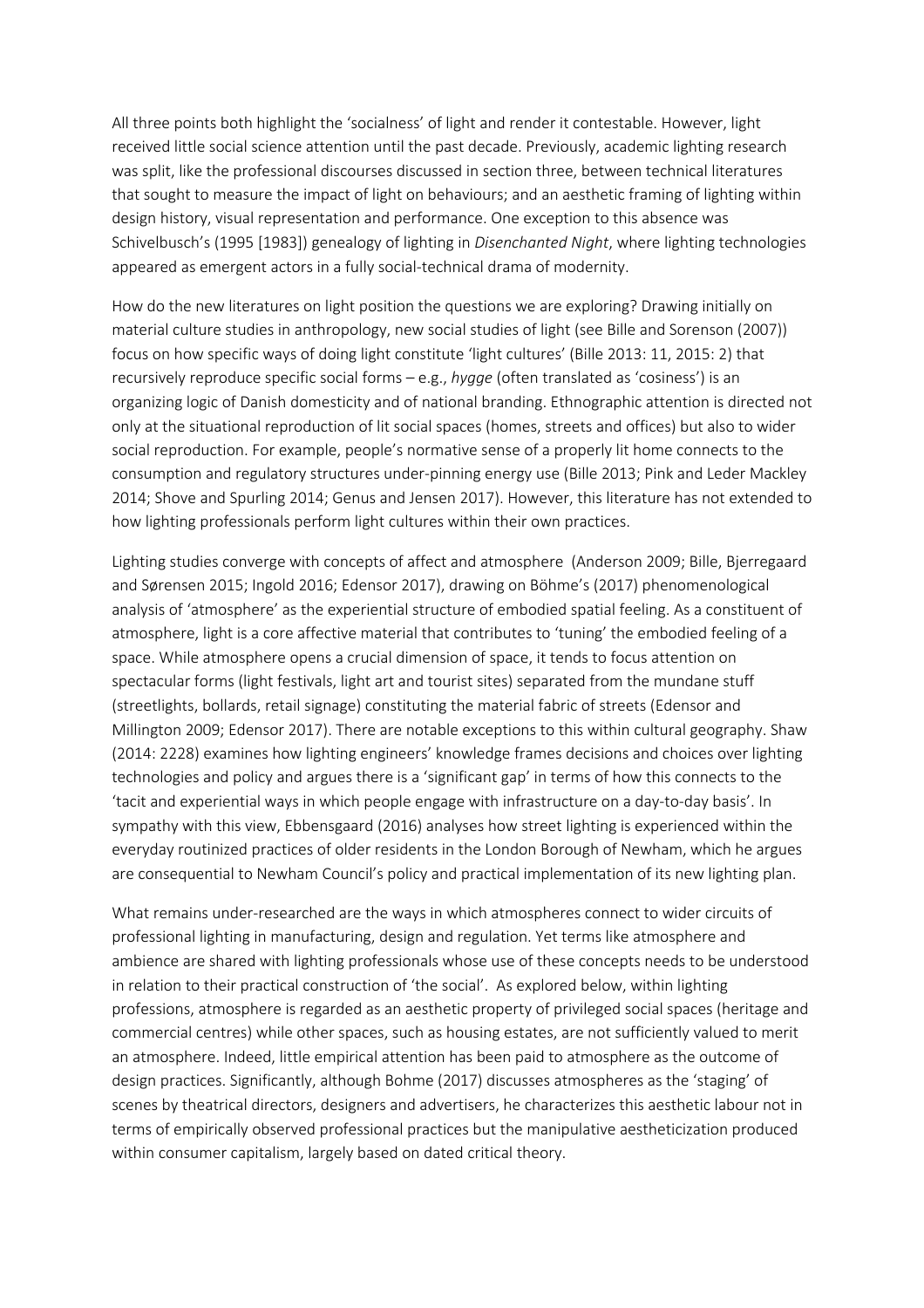All three points both highlight the 'socialness' of light and render it contestable. However, light received little social science attention until the past decade. Previously, academic lighting research was split, like the professional discourses discussed in section three, between technical literatures that sought to measure the impact of light on behaviours; and an aesthetic framing of lighting within design history, visual representation and performance. One exception to this absence was Schivelbusch's (1995 [1983]) genealogy of lighting in *Disenchanted Night*, where lighting technologies appeared as emergent actors in a fully social-technical drama of modernity.

How do the new literatures on light position the questions we are exploring? Drawing initially on material culture studies in anthropology, new social studies of light (see Bille and Sorenson (2007)) focus on how specific ways of doing light constitute 'light cultures' (Bille 2013: 11, 2015: 2) that recursively reproduce specific social forms – e.g., *hygge* (often translated as 'cosiness') is an organizing logic of Danish domesticity and of national branding. Ethnographic attention is directed not only at the situational reproduction of lit social spaces (homes, streets and offices) but also to wider social reproduction. For example, people's normative sense of a properly lit home connects to the consumption and regulatory structures under-pinning energy use (Bille 2013; Pink and Leder Mackley 2014; Shove and Spurling 2014; Genus and Jensen 2017). However, this literature has not extended to how lighting professionals perform light cultures within their own practices.

Lighting studies converge with concepts of affect and atmosphere (Anderson 2009; Bille, Bjerregaard and Sørensen 2015; Ingold 2016; Edensor 2017), drawing on Böhme's (2017) phenomenological analysis of 'atmosphere' as the experiential structure of embodied spatial feeling. As a constituent of atmosphere, light is a core affective material that contributes to 'tuning' the embodied feeling of a space. While atmosphere opens a crucial dimension of space, it tends to focus attention on spectacular forms (light festivals, light art and tourist sites) separated from the mundane stuff (streetlights, bollards, retail signage) constituting the material fabric of streets (Edensor and Millington 2009; Edensor 2017). There are notable exceptions to this within cultural geography. Shaw (2014: 2228) examines how lighting engineers' knowledge frames decisions and choices over lighting technologies and policy and argues there is a 'significant gap' in terms of how this connects to the 'tacit and experiential ways in which people engage with infrastructure on a day-to-day basis'. In sympathy with this view, Ebbensgaard (2016) analyses how street lighting is experienced within the everyday routinized practices of older residents in the London Borough of Newham, which he argues are consequential to Newham Council's policy and practical implementation of its new lighting plan.

What remains under-researched are the ways in which atmospheres connect to wider circuits of professional lighting in manufacturing, design and regulation. Yet terms like atmosphere and ambience are shared with lighting professionals whose use of these concepts needs to be understood in relation to their practical construction of 'the social'. As explored below, within lighting professions, atmosphere is regarded as an aesthetic property of privileged social spaces (heritage and commercial centres) while other spaces, such as housing estates, are not sufficiently valued to merit an atmosphere. Indeed, little empirical attention has been paid to atmosphere as the outcome of design practices. Significantly, although Bohme (2017) discusses atmospheres as the 'staging' of scenes by theatrical directors, designers and advertisers, he characterizes this aesthetic labour not in terms of empirically observed professional practices but the manipulative aestheticization produced within consumer capitalism, largely based on dated critical theory.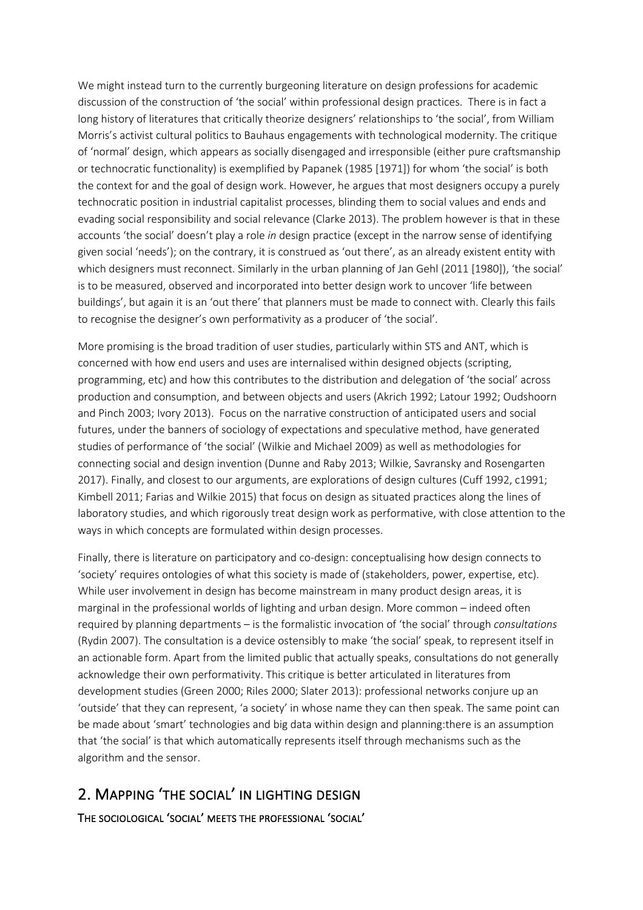We might instead turn to the currently burgeoning literature on design professions for academic discussion of the construction of 'the social' within professional design practices. There is in fact a long history of literatures that critically theorize designers' relationships to 'the social', from William Morris's activist cultural politics to Bauhaus engagements with technological modernity. The critique of 'normal' design, which appears as socially disengaged and irresponsible (either pure craftsmanship or technocratic functionality) is exemplified by Papanek (1985 [1971]) for whom 'the social' is both the context for and the goal of design work. However, he argues that most designers occupy a purely technocratic position in industrial capitalist processes, blinding them to social values and ends and evading social responsibility and social relevance (Clarke 2013). The problem however is that in these accounts 'the social' doesn't play a role *in* design practice (except in the narrow sense of identifying given social 'needs'); on the contrary, it is construed as 'out there', as an already existent entity with which designers must reconnect. Similarly in the urban planning of Jan Gehl (2011 [1980]), 'the social' is to be measured, observed and incorporated into better design work to uncover 'life between buildings', but again it is an 'out there' that planners must be made to connect with. Clearly this fails to recognise the designer's own performativity as a producer of 'the social'.

More promising is the broad tradition of user studies, particularly within STS and ANT, which is concerned with how end users and uses are internalised within designed objects (scripting, programming, etc) and how this contributes to the distribution and delegation of 'the social' across production and consumption, and between objects and users (Akrich 1992; Latour 1992; Oudshoorn and Pinch 2003; Ivory 2013). Focus on the narrative construction of anticipated users and social futures, under the banners of sociology of expectations and speculative method, have generated studies of performance of 'the social' (Wilkie and Michael 2009) as well as methodologies for connecting social and design invention (Dunne and Raby 2013; Wilkie, Savransky and Rosengarten 2017). Finally, and closest to our arguments, are explorations of design cultures (Cuff 1992, c1991; Kimbell 2011; Farias and Wilkie 2015) that focus on design as situated practices along the lines of laboratory studies, and which rigorously treat design work as performative, with close attention to the ways in which concepts are formulated within design processes.

Finally, there is literature on participatory and co-design: conceptualising how design connects to 'society' requires ontologies of what this society is made of (stakeholders, power, expertise, etc). While user involvement in design has become mainstream in many product design areas, it is marginal in the professional worlds of lighting and urban design. More common – indeed often required by planning departments – is the formalistic invocation of 'the social' through *consultations* (Rydin 2007). The consultation is a device ostensibly to make 'the social' speak, to represent itself in an actionable form. Apart from the limited public that actually speaks, consultations do not generally acknowledge their own performativity. This critique is better articulated in literatures from development studies (Green 2000; Riles 2000; Slater 2013): professional networks conjure up an 'outside' that they can represent, 'a society' in whose name they can then speak. The same point can be made about 'smart' technologies and big data within design and planning:there is an assumption that 'the social' is that which automatically represents itself through mechanisms such as the algorithm and the sensor.

## 2. Mapping 'the social' in lighting design

### The sociological 'social' meets the professional 'social'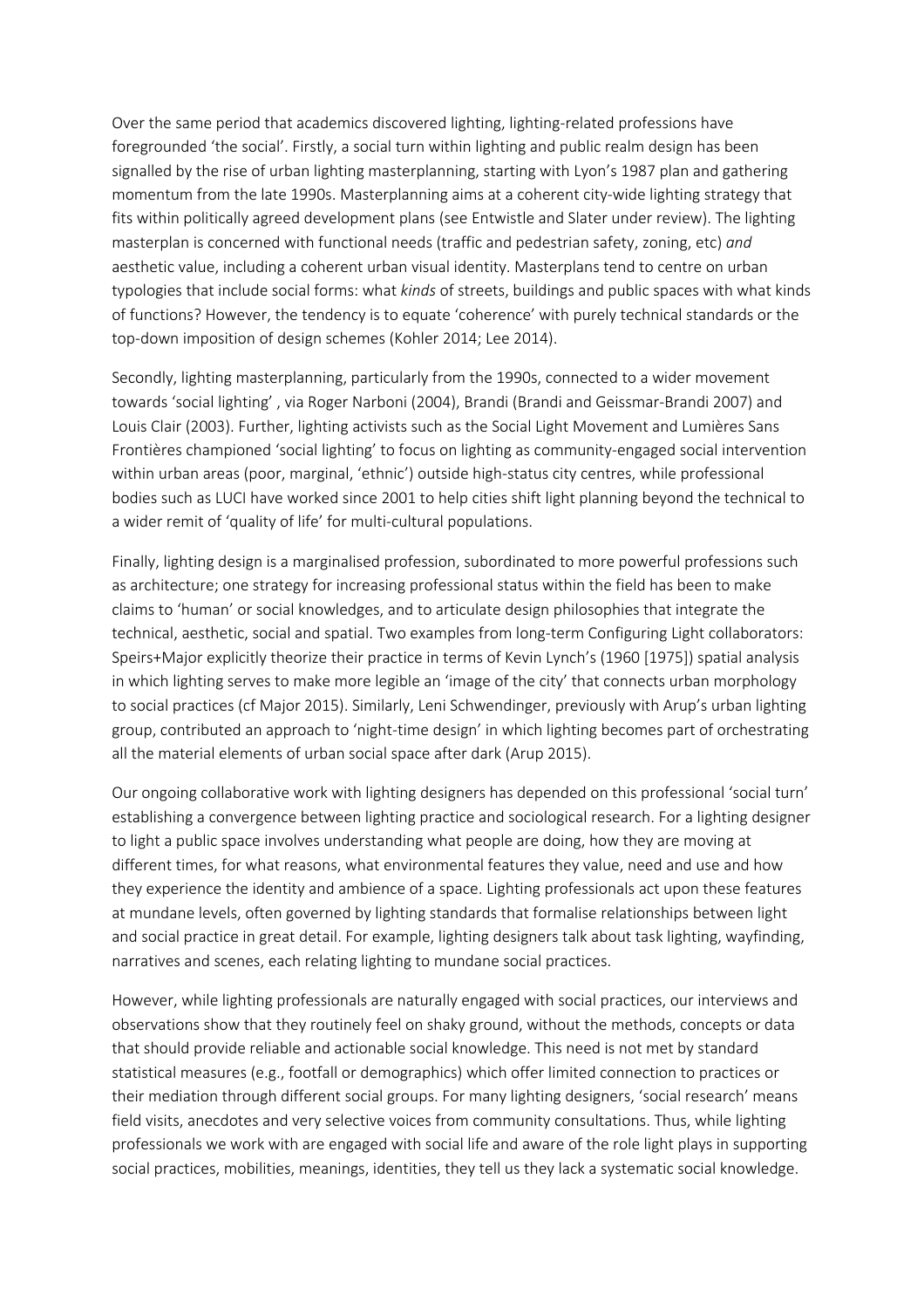Over the same period that academics discovered lighting, lighting-related professions have foregrounded 'the social'. Firstly, a social turn within lighting and public realm design has been signalled by the rise of urban lighting masterplanning, starting with Lyon's 1987 plan and gathering momentum from the late 1990s. Masterplanning aims at a coherent city-wide lighting strategy that fits within politically agreed development plans (see Entwistle and Slater under review). The lighting masterplan is concerned with functional needs (traffic and pedestrian safety, zoning, etc) *and* aesthetic value, including a coherent urban visual identity. Masterplans tend to centre on urban typologies that include social forms: what *kinds* of streets, buildings and public spaces with what kinds of functions? However, the tendency is to equate 'coherence' with purely technical standards or the top-down imposition of design schemes (Kohler 2014; Lee 2014).

Secondly, lighting masterplanning, particularly from the 1990s, connected to a wider movement towards 'social lighting' , via Roger Narboni (2004), Brandi (Brandi and Geissmar-Brandi 2007) and Louis Clair (2003). Further, lighting activists such as the Social Light Movement and Lumières Sans Frontières championed 'social lighting' to focus on lighting as community-engaged social intervention within urban areas (poor, marginal, 'ethnic') outside high-status city centres, while professional bodies such as LUCI have worked since 2001 to help cities shift light planning beyond the technical to a wider remit of 'quality of life' for multi-cultural populations.

Finally, lighting design is a marginalised profession, subordinated to more powerful professions such as architecture; one strategy for increasing professional status within the field has been to make claims to 'human' or social knowledges, and to articulate design philosophies that integrate the technical, aesthetic, social and spatial. Two examples from long-term Configuring Light collaborators: Speirs+Major explicitly theorize their practice in terms of Kevin Lynch's (1960 [1975]) spatial analysis in which lighting serves to make more legible an 'image of the city' that connects urban morphology to social practices (cf Major 2015). Similarly, Leni Schwendinger, previously with Arup's urban lighting group, contributed an approach to 'night-time design' in which lighting becomes part of orchestrating all the material elements of urban social space after dark (Arup 2015).

Our ongoing collaborative work with lighting designers has depended on this professional 'social turn' establishing a convergence between lighting practice and sociological research. For a lighting designer to light a public space involves understanding what people are doing, how they are moving at different times, for what reasons, what environmental features they value, need and use and how they experience the identity and ambience of a space. Lighting professionals act upon these features at mundane levels, often governed by lighting standards that formalise relationships between light and social practice in great detail. For example, lighting designers talk about task lighting, wayfinding, narratives and scenes, each relating lighting to mundane social practices.

However, while lighting professionals are naturally engaged with social practices, our interviews and observations show that they routinely feel on shaky ground, without the methods, concepts or data that should provide reliable and actionable social knowledge. This need is not met by standard statistical measures (e.g., footfall or demographics) which offer limited connection to practices or their mediation through different social groups. For many lighting designers, 'social research' means field visits, anecdotes and very selective voices from community consultations. Thus, while lighting professionals we work with are engaged with social life and aware of the role light plays in supporting social practices, mobilities, meanings, identities, they tell us they lack a systematic social knowledge.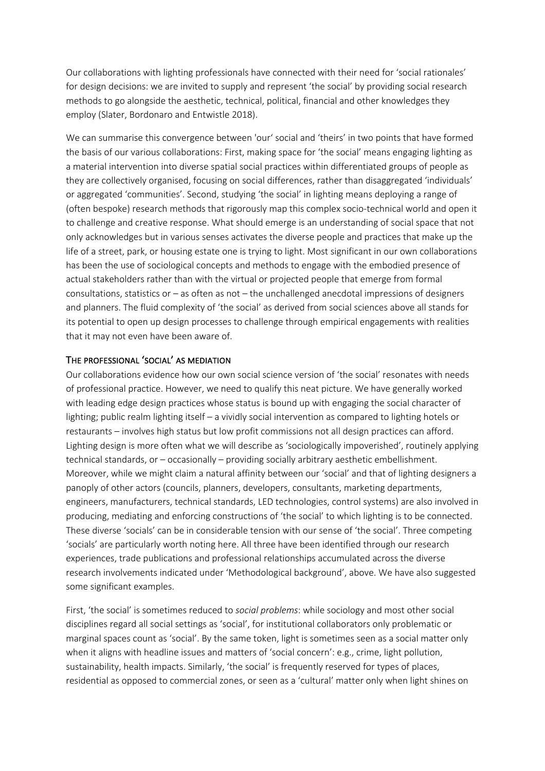Our collaborations with lighting professionals have connected with their need for 'social rationales' for design decisions: we are invited to supply and represent 'the social' by providing social research methods to go alongside the aesthetic, technical, political, financial and other knowledges they employ (Slater, Bordonaro and Entwistle 2018).

We can summarise this convergence between 'our' social and 'theirs' in two points that have formed the basis of our various collaborations: First, making space for 'the social' means engaging lighting as a material intervention into diverse spatial social practices within differentiated groups of people as they are collectively organised, focusing on social differences, rather than disaggregated 'individuals' or aggregated 'communities'. Second, studying 'the social' in lighting means deploying a range of (often bespoke) research methods that rigorously map this complex socio-technical world and open it to challenge and creative response. What should emerge is an understanding of social space that not only acknowledges but in various senses activates the diverse people and practices that make up the life of a street, park, or housing estate one is trying to light. Most significant in our own collaborations has been the use of sociological concepts and methods to engage with the embodied presence of actual stakeholders rather than with the virtual or projected people that emerge from formal consultations, statistics or – as often as not – the unchallenged anecdotal impressions of designers and planners. The fluid complexity of 'the social' as derived from social sciences above all stands for its potential to open up design processes to challenge through empirical engagements with realities that it may not even have been aware of.

## The professional 'social' as mediation

Our collaborations evidence how our own social science version of 'the social' resonates with needs of professional practice. However, we need to qualify this neat picture. We have generally worked with leading edge design practices whose status is bound up with engaging the social character of lighting; public realm lighting itself – a vividly social intervention as compared to lighting hotels or restaurants – involves high status but low profit commissions not all design practices can afford. Lighting design is more often what we will describe as 'sociologically impoverished', routinely applying technical standards, or – occasionally – providing socially arbitrary aesthetic embellishment. Moreover, while we might claim a natural affinity between our 'social' and that of lighting designers a panoply of other actors (councils, planners, developers, consultants, marketing departments, engineers, manufacturers, technical standards, LED technologies, control systems) are also involved in producing, mediating and enforcing constructions of 'the social' to which lighting is to be connected. These diverse 'socials' can be in considerable tension with our sense of 'the social'. Three competing 'socials' are particularly worth noting here. All three have been identified through our research experiences, trade publications and professional relationships accumulated across the diverse research involvements indicated under 'Methodological background', above. We have also suggested some significant examples.

First, 'the social' is sometimes reduced to *social problems*: while sociology and most other social disciplines regard all social settings as 'social', for institutional collaborators only problematic or marginal spaces count as 'social'. By the same token, light is sometimes seen as a social matter only when it aligns with headline issues and matters of 'social concern': e.g., crime, light pollution, sustainability, health impacts. Similarly, 'the social' is frequently reserved for types of places, residential as opposed to commercial zones, or seen as a 'cultural' matter only when light shines on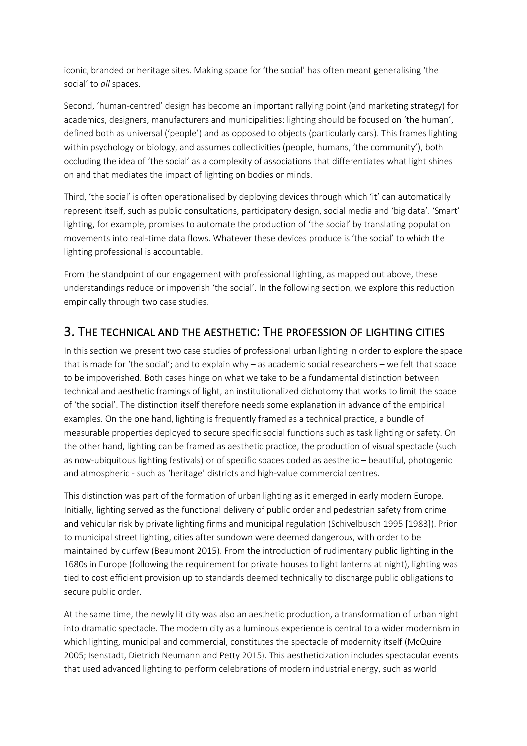iconic, branded or heritage sites. Making space for 'the social' has often meant generalising 'the social' to *all* spaces.

Second, 'human-centred' design has become an important rallying point (and marketing strategy) for academics, designers, manufacturers and municipalities: lighting should be focused on 'the human', defined both as universal ('people') and as opposed to objects (particularly cars). This frames lighting within psychology or biology, and assumes collectivities (people, humans, 'the community'), both occluding the idea of 'the social' as a complexity of associations that differentiates what light shines on and that mediates the impact of lighting on bodies or minds.

Third, 'the social' is often operationalised by deploying devices through which 'it' can automatically represent itself, such as public consultations, participatory design, social media and 'big data'. 'Smart' lighting, for example, promises to automate the production of 'the social' by translating population movements into real-time data flows. Whatever these devices produce is 'the social' to which the lighting professional is accountable.

From the standpoint of our engagement with professional lighting, as mapped out above, these understandings reduce or impoverish 'the social'. In the following section, we explore this reduction empirically through two case studies.

## 3. The technical and the aesthetic: The profession of lighting cities

In this section we present two case studies of professional urban lighting in order to explore the space that is made for 'the social'; and to explain why – as academic social researchers – we felt that space to be impoverished. Both cases hinge on what we take to be a fundamental distinction between technical and aesthetic framings of light, an institutionalized dichotomy that works to limit the space of 'the social'. The distinction itself therefore needs some explanation in advance of the empirical examples. On the one hand, lighting is frequently framed as a technical practice, a bundle of measurable properties deployed to secure specific social functions such as task lighting or safety. On the other hand, lighting can be framed as aesthetic practice, the production of visual spectacle (such as now-ubiquitous lighting festivals) or of specific spaces coded as aesthetic – beautiful, photogenic and atmospheric - such as 'heritage' districts and high-value commercial centres.

This distinction was part of the formation of urban lighting as it emerged in early modern Europe. Initially, lighting served as the functional delivery of public order and pedestrian safety from crime and vehicular risk by private lighting firms and municipal regulation (Schivelbusch 1995 [1983]). Prior to municipal street lighting, cities after sundown were deemed dangerous, with order to be maintained by curfew (Beaumont 2015). From the introduction of rudimentary public lighting in the 1680s in Europe (following the requirement for private houses to light lanterns at night), lighting was tied to cost efficient provision up to standards deemed technically to discharge public obligations to secure public order.

At the same time, the newly lit city was also an aesthetic production, a transformation of urban night into dramatic spectacle. The modern city as a luminous experience is central to a wider modernism in which lighting, municipal and commercial, constitutes the spectacle of modernity itself (McQuire 2005; Isenstadt, Dietrich Neumann and Petty 2015). This aestheticization includes spectacular events that used advanced lighting to perform celebrations of modern industrial energy, such as world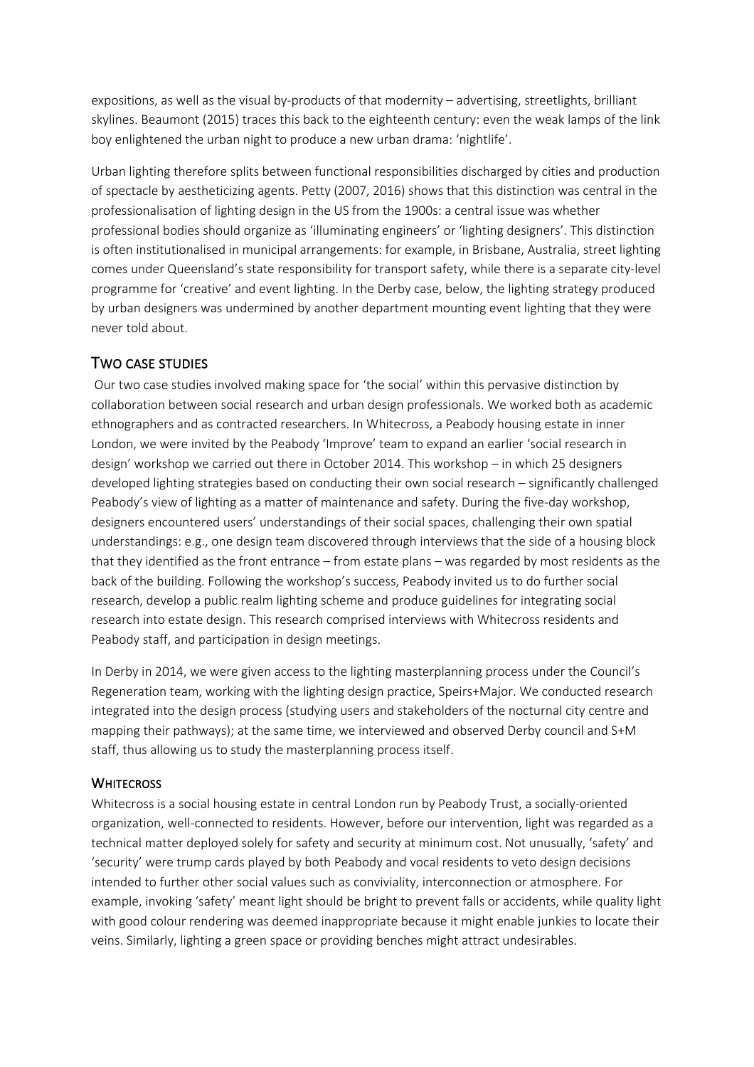expositions, as well as the visual by-products of that modernity – advertising, streetlights, brilliant skylines. Beaumont (2015) traces this back to the eighteenth century: even the weak lamps of the link boy enlightened the urban night to produce a new urban drama: 'nightlife'.

Urban lighting therefore splits between functional responsibilities discharged by cities and production of spectacle by aestheticizing agents. Petty (2007, 2016) shows that this distinction was central in the professionalisation of lighting design in the US from the 1900s: a central issue was whether professional bodies should organize as 'illuminating engineers' or 'lighting designers'. This distinction is often institutionalised in municipal arrangements: for example, in Brisbane, Australia, street lighting comes under Queensland's state responsibility for transport safety, while there is a separate city-level programme for 'creative' and event lighting. In the Derby case, below, the lighting strategy produced by urban designers was undermined by another department mounting event lighting that they were never told about.

## Two case studies

Our two case studies involved making space for 'the social' within this pervasive distinction by collaboration between social research and urban design professionals. We worked both as academic ethnographers and as contracted researchers. In Whitecross, a Peabody housing estate in inner London, we were invited by the Peabody 'Improve' team to expand an earlier 'social research in design' workshop we carried out there in October 2014. This workshop – in which 25 designers developed lighting strategies based on conducting their own social research – significantly challenged Peabody's view of lighting as a matter of maintenance and safety. During the five-day workshop, designers encountered users' understandings of their social spaces, challenging their own spatial understandings: e.g., one design team discovered through interviews that the side of a housing block that they identified as the front entrance – from estate plans – was regarded by most residents as the back of the building. Following the workshop's success, Peabody invited us to do further social research, develop a public realm lighting scheme and produce guidelines for integrating social research into estate design. This research comprised interviews with Whitecross residents and Peabody staff, and participation in design meetings.

In Derby in 2014, we were given access to the lighting masterplanning process under the Council's Regeneration team, working with the lighting design practice, Speirs+Major. We conducted research integrated into the design process (studying users and stakeholders of the nocturnal city centre and mapping their pathways); at the same time, we interviewed and observed Derby council and S+M staff, thus allowing us to study the masterplanning process itself.

### Whitecross

Whitecross is a social housing estate in central London run by Peabody Trust, a socially-oriented organization, well-connected to residents. However, before our intervention, light was regarded as a technical matter deployed solely for safety and security at minimum cost. Not unusually, 'safety' and 'security' were trump cards played by both Peabody and vocal residents to veto design decisions intended to further other social values such as conviviality, interconnection or atmosphere. For example, invoking 'safety' meant light should be bright to prevent falls or accidents, while quality light with good colour rendering was deemed inappropriate because it might enable junkies to locate their veins. Similarly, lighting a green space or providing benches might attract undesirables.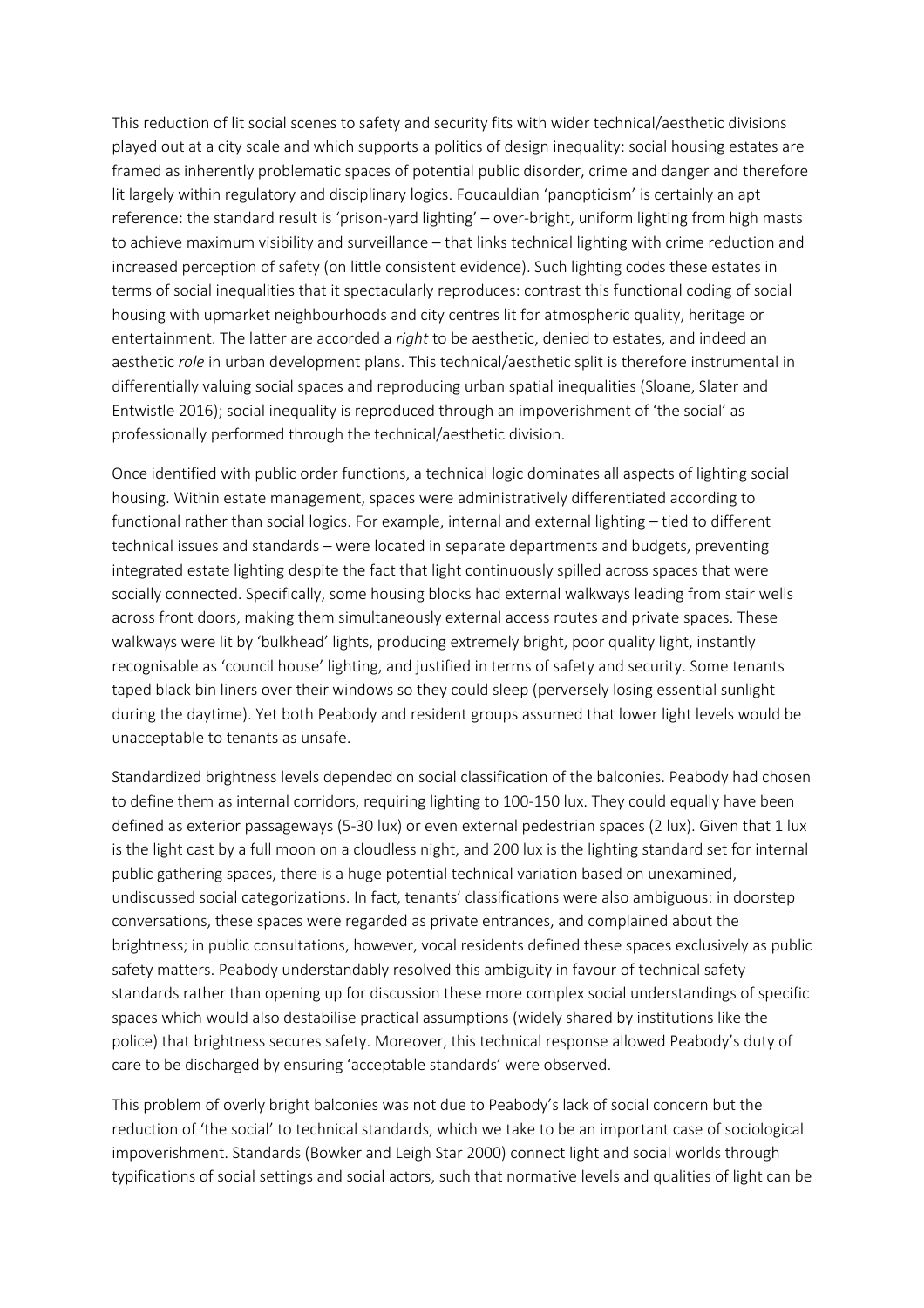This reduction of lit social scenes to safety and security fits with wider technical/aesthetic divisions played out at a city scale and which supports a politics of design inequality: social housing estates are framed as inherently problematic spaces of potential public disorder, crime and danger and therefore lit largely within regulatory and disciplinary logics. Foucauldian 'panopticism' is certainly an apt reference: the standard result is 'prison-yard lighting' – over-bright, uniform lighting from high masts to achieve maximum visibility and surveillance – that links technical lighting with crime reduction and increased perception of safety (on little consistent evidence). Such lighting codes these estates in terms of social inequalities that it spectacularly reproduces: contrast this functional coding of social housing with upmarket neighbourhoods and city centres lit for atmospheric quality, heritage or entertainment. The latter are accorded a *right* to be aesthetic, denied to estates, and indeed an aesthetic *role* in urban development plans. This technical/aesthetic split is therefore instrumental in differentially valuing social spaces and reproducing urban spatial inequalities (Sloane, Slater and Entwistle 2016); social inequality is reproduced through an impoverishment of 'the social' as professionally performed through the technical/aesthetic division.

Once identified with public order functions, a technical logic dominates all aspects of lighting social housing. Within estate management, spaces were administratively differentiated according to functional rather than social logics. For example, internal and external lighting – tied to different technical issues and standards – were located in separate departments and budgets, preventing integrated estate lighting despite the fact that light continuously spilled across spaces that were socially connected. Specifically, some housing blocks had external walkways leading from stair wells across front doors, making them simultaneously external access routes and private spaces. These walkways were lit by 'bulkhead' lights, producing extremely bright, poor quality light, instantly recognisable as 'council house' lighting, and justified in terms of safety and security. Some tenants taped black bin liners over their windows so they could sleep (perversely losing essential sunlight during the daytime). Yet both Peabody and resident groups assumed that lower light levels would be unacceptable to tenants as unsafe.

Standardized brightness levels depended on social classification of the balconies. Peabody had chosen to define them as internal corridors, requiring lighting to 100-150 lux. They could equally have been defined as exterior passageways (5-30 lux) or even external pedestrian spaces (2 lux). Given that 1 lux is the light cast by a full moon on a cloudless night, and 200 lux is the lighting standard set for internal public gathering spaces, there is a huge potential technical variation based on unexamined, undiscussed social categorizations. In fact, tenants' classifications were also ambiguous: in doorstep conversations, these spaces were regarded as private entrances, and complained about the brightness; in public consultations, however, vocal residents defined these spaces exclusively as public safety matters. Peabody understandably resolved this ambiguity in favour of technical safety standards rather than opening up for discussion these more complex social understandings of specific spaces which would also destabilise practical assumptions (widely shared by institutions like the police) that brightness secures safety. Moreover, this technical response allowed Peabody's duty of care to be discharged by ensuring 'acceptable standards' were observed.

This problem of overly bright balconies was not due to Peabody's lack of social concern but the reduction of 'the social' to technical standards, which we take to be an important case of sociological impoverishment. Standards (Bowker and Leigh Star 2000) connect light and social worlds through typifications of social settings and social actors, such that normative levels and qualities of light can be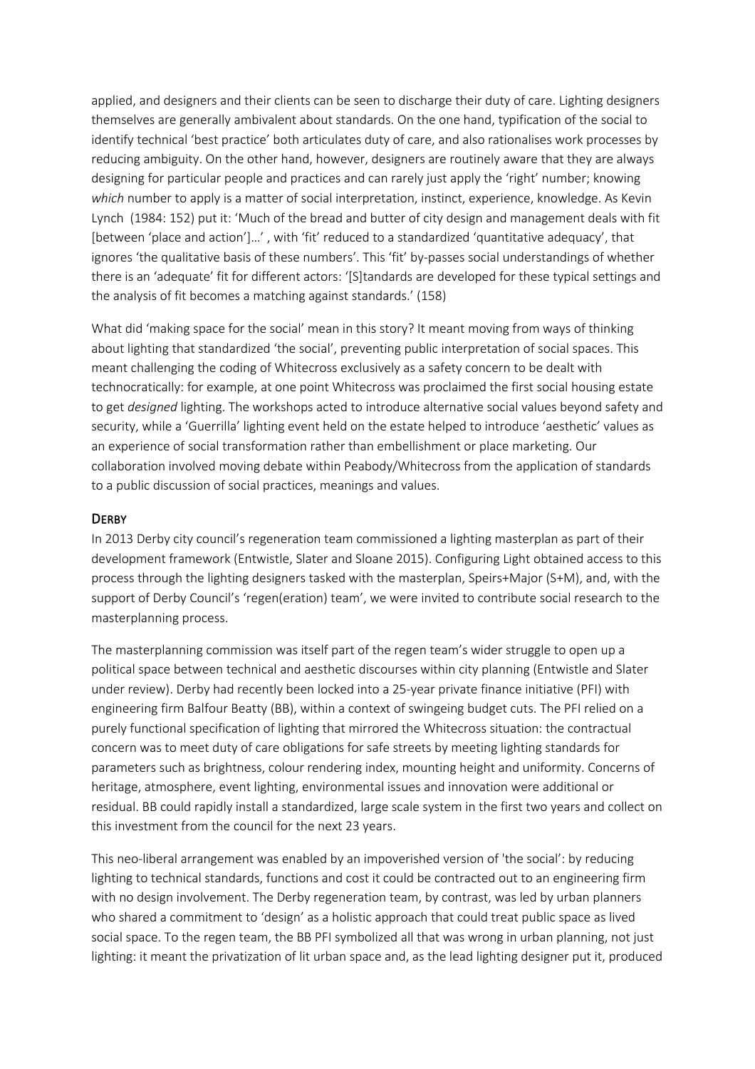applied, and designers and their clients can be seen to discharge their duty of care. Lighting designers themselves are generally ambivalent about standards. On the one hand, typification of the social to identify technical 'best practice' both articulates duty of care, and also rationalises work processes by reducing ambiguity. On the other hand, however, designers are routinely aware that they are always designing for particular people and practices and can rarely just apply the 'right' number; knowing *which* number to apply is a matter of social interpretation, instinct, experience, knowledge. As Kevin Lynch (1984: 152) put it: 'Much of the bread and butter of city design and management deals with fit [between 'place and action']…' , with 'fit' reduced to a standardized 'quantitative adequacy', that ignores 'the qualitative basis of these numbers'. This 'fit' by-passes social understandings of whether there is an 'adequate' fit for different actors: '[S]tandards are developed for these typical settings and the analysis of fit becomes a matching against standards.' (158)

What did 'making space for the social' mean in this story? It meant moving from ways of thinking about lighting that standardized 'the social', preventing public interpretation of social spaces. This meant challenging the coding of Whitecross exclusively as a safety concern to be dealt with technocratically: for example, at one point Whitecross was proclaimed the first social housing estate to get *designed* lighting. The workshops acted to introduce alternative social values beyond safety and security, while a 'Guerrilla' lighting event held on the estate helped to introduce 'aesthetic' values as an experience of social transformation rather than embellishment or place marketing. Our collaboration involved moving debate within Peabody/Whitecross from the application of standards to a public discussion of social practices, meanings and values.

### Derby

In 2013 Derby city council's regeneration team commissioned a lighting masterplan as part of their development framework (Entwistle, Slater and Sloane 2015). Configuring Light obtained access to this process through the lighting designers tasked with the masterplan, Speirs+Major (S+M), and, with the support of Derby Council's 'regen(eration) team', we were invited to contribute social research to the masterplanning process.

The masterplanning commission was itself part of the regen team's wider struggle to open up a political space between technical and aesthetic discourses within city planning (Entwistle and Slater under review). Derby had recently been locked into a 25-year private finance initiative (PFI) with engineering firm Balfour Beatty (BB), within a context of swingeing budget cuts. The PFI relied on a purely functional specification of lighting that mirrored the Whitecross situation: the contractual concern was to meet duty of care obligations for safe streets by meeting lighting standards for parameters such as brightness, colour rendering index, mounting height and uniformity. Concerns of heritage, atmosphere, event lighting, environmental issues and innovation were additional or residual. BB could rapidly install a standardized, large scale system in the first two years and collect on this investment from the council for the next 23 years.

This neo-liberal arrangement was enabled by an impoverished version of 'the social': by reducing lighting to technical standards, functions and cost it could be contracted out to an engineering firm with no design involvement. The Derby regeneration team, by contrast, was led by urban planners who shared a commitment to 'design' as a holistic approach that could treat public space as lived social space. To the regen team, the BB PFI symbolized all that was wrong in urban planning, not just lighting: it meant the privatization of lit urban space and, as the lead lighting designer put it, produced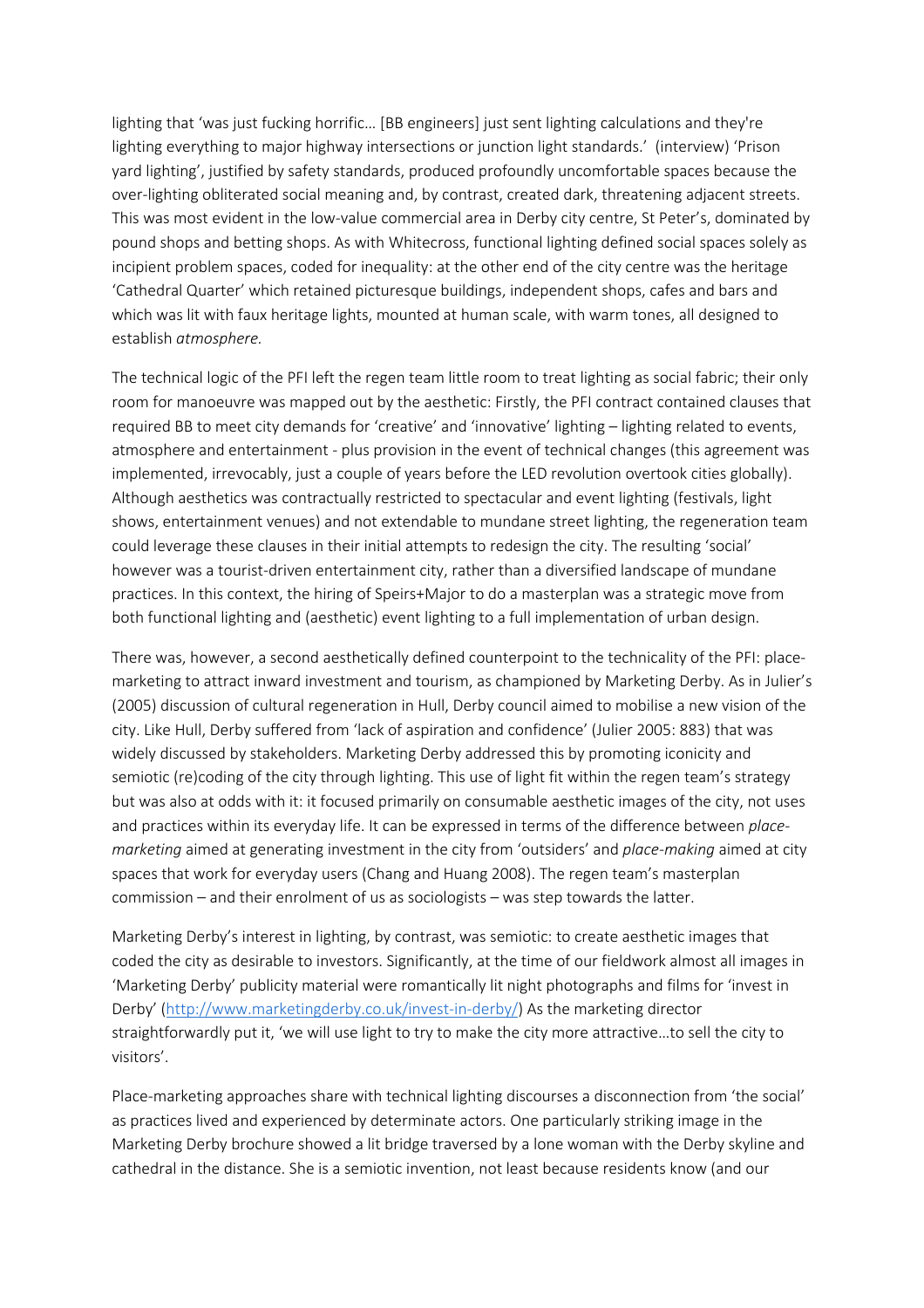lighting that 'was just fucking horrific… [BB engineers] just sent lighting calculations and they're lighting everything to major highway intersections or junction light standards.' (interview) 'Prison yard lighting', justified by safety standards, produced profoundly uncomfortable spaces because the over-lighting obliterated social meaning and, by contrast, created dark, threatening adjacent streets. This was most evident in the low-value commercial area in Derby city centre, St Peter's, dominated by pound shops and betting shops. As with Whitecross, functional lighting defined social spaces solely as incipient problem spaces, coded for inequality: at the other end of the city centre was the heritage 'Cathedral Quarter' which retained picturesque buildings, independent shops, cafes and bars and which was lit with faux heritage lights, mounted at human scale, with warm tones, all designed to establish *atmosphere*.

The technical logic of the PFI left the regen team little room to treat lighting as social fabric; their only room for manoeuvre was mapped out by the aesthetic: Firstly, the PFI contract contained clauses that required BB to meet city demands for 'creative' and 'innovative' lighting – lighting related to events, atmosphere and entertainment - plus provision in the event of technical changes (this agreement was implemented, irrevocably, just a couple of years before the LED revolution overtook cities globally). Although aesthetics was contractually restricted to spectacular and event lighting (festivals, light shows, entertainment venues) and not extendable to mundane street lighting, the regeneration team could leverage these clauses in their initial attempts to redesign the city. The resulting 'social' however was a tourist-driven entertainment city, rather than a diversified landscape of mundane practices. In this context, the hiring of Speirs+Major to do a masterplan was a strategic move from both functional lighting and (aesthetic) event lighting to a full implementation of urban design.

There was, however, a second aesthetically defined counterpoint to the technicality of the PFI: place-marketing to attract inward investment and tourism, as championed by Marketing Derby. As in Julier's (2005) discussion of cultural regeneration in Hull, Derby council aimed to mobilise a new vision of the city. Like Hull, Derby suffered from 'lack of aspiration and confidence' (Julier 2005: 883) that was widely discussed by stakeholders. Marketing Derby addressed this by promoting iconicity and semiotic (re)coding of the city through lighting. This use of light fit within the regen team's strategy but was also at odds with it: it focused primarily on consumable aesthetic images of the city, not uses and practices within its everyday life. It can be expressed in terms of the difference between *place-marketing* aimed at generating investment in the city from 'outsiders' and *place-making* aimed at city spaces that work for everyday users (Chang and Huang 2008). The regen team's masterplan commission – and their enrolment of us as sociologists – was step towards the latter.

Marketing Derby's interest in lighting, by contrast, was semiotic: to create aesthetic images that coded the city as desirable to investors. Significantly, at the time of our fieldwork almost all images in 'Marketing Derby' publicity material were romantically lit night photographs and films for 'invest in Derby' (http://www.marketingderby.co.uk/invest-in-derby/) As the marketing director straightforwardly put it, 'we will use light to try to make the city more attractive…to sell the city to visitors'.

Place-marketing approaches share with technical lighting discourses a disconnection from 'the social' as practices lived and experienced by determinate actors. One particularly striking image in the Marketing Derby brochure showed a lit bridge traversed by a lone woman with the Derby skyline and cathedral in the distance. She is a semiotic invention, not least because residents know (and our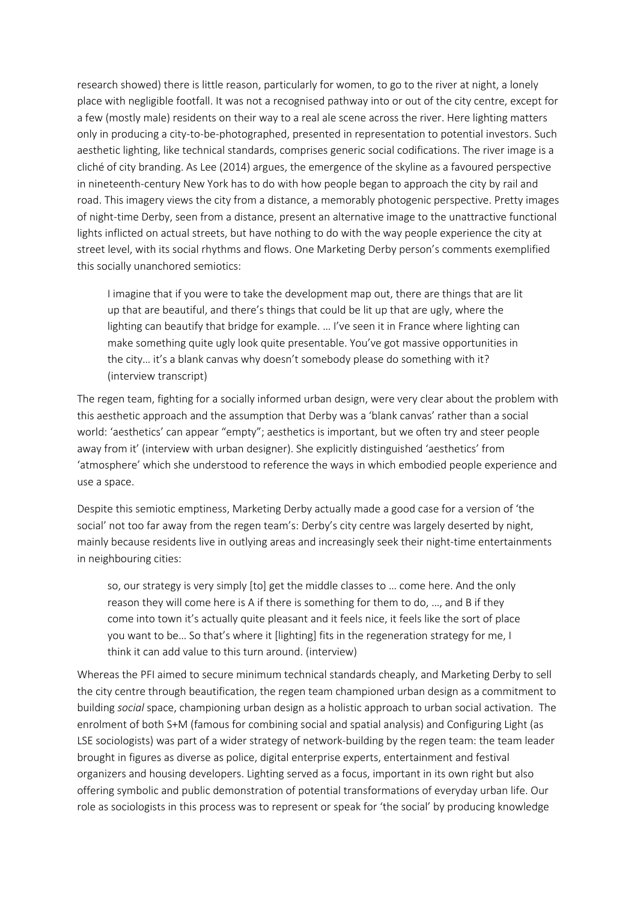research showed) there is little reason, particularly for women, to go to the river at night, a lonely place with negligible footfall. It was not a recognised pathway into or out of the city centre, except for a few (mostly male) residents on their way to a real ale scene across the river. Here lighting matters only in producing a city-to-be-photographed, presented in representation to potential investors. Such aesthetic lighting, like technical standards, comprises generic social codifications. The river image is a cliché of city branding. As Lee (2014) argues, the emergence of the skyline as a favoured perspective in nineteenth-century New York has to do with how people began to approach the city by rail and road. This imagery views the city from a distance, a memorably photogenic perspective. Pretty images of night-time Derby, seen from a distance, present an alternative image to the unattractive functional lights inflicted on actual streets, but have nothing to do with the way people experience the city at street level, with its social rhythms and flows. One Marketing Derby person's comments exemplified this socially unanchored semiotics:

> I imagine that if you were to take the development map out, there are things that are lit up that are beautiful, and there's things that could be lit up that are ugly, where the lighting can beautify that bridge for example. … I've seen it in France where lighting can make something quite ugly look quite presentable. You've got massive opportunities in the city… it's a blank canvas why doesn't somebody please do something with it? (interview transcript)

The regen team, fighting for a socially informed urban design, were very clear about the problem with this aesthetic approach and the assumption that Derby was a 'blank canvas' rather than a social world: 'aesthetics' can appear "empty"; aesthetics is important, but we often try and steer people away from it' (interview with urban designer). She explicitly distinguished 'aesthetics' from 'atmosphere' which she understood to reference the ways in which embodied people experience and use a space.

Despite this semiotic emptiness, Marketing Derby actually made a good case for a version of 'the social' not too far away from the regen team's: Derby's city centre was largely deserted by night, mainly because residents live in outlying areas and increasingly seek their night-time entertainments in neighbouring cities:

> so, our strategy is very simply [to] get the middle classes to … come here. And the only reason they will come here is A if there is something for them to do, …, and B if they come into town it's actually quite pleasant and it feels nice, it feels like the sort of place you want to be… So that's where it [lighting] fits in the regeneration strategy for me, I think it can add value to this turn around. (interview)

Whereas the PFI aimed to secure minimum technical standards cheaply, and Marketing Derby to sell the city centre through beautification, the regen team championed urban design as a commitment to building *social* space, championing urban design as a holistic approach to urban social activation. The enrolment of both S+M (famous for combining social and spatial analysis) and Configuring Light (as LSE sociologists) was part of a wider strategy of network-building by the regen team: the team leader brought in figures as diverse as police, digital enterprise experts, entertainment and festival organizers and housing developers. Lighting served as a focus, important in its own right but also offering symbolic and public demonstration of potential transformations of everyday urban life. Our role as sociologists in this process was to represent or speak for 'the social' by producing knowledge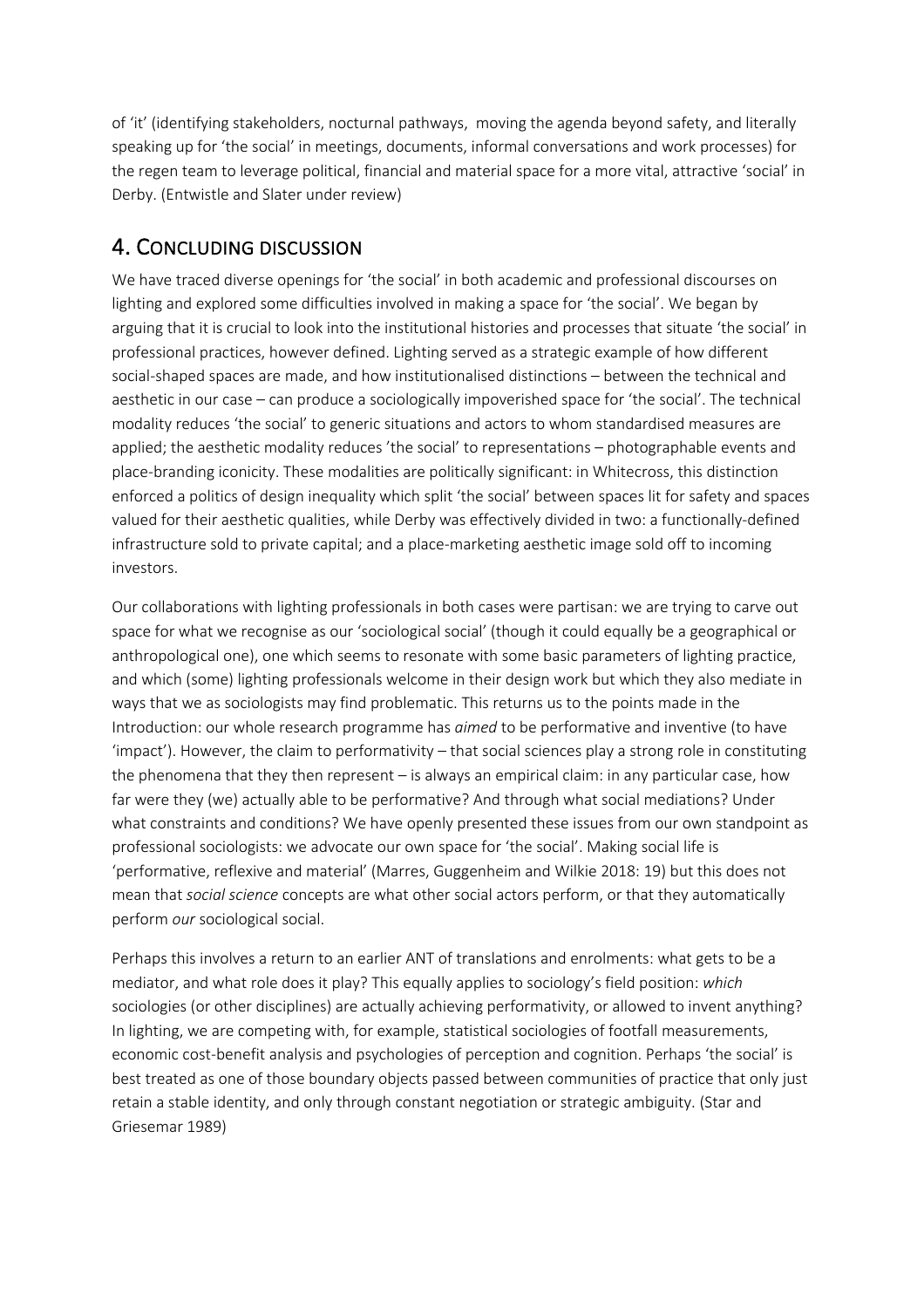of 'it' (identifying stakeholders, nocturnal pathways, moving the agenda beyond safety, and literally speaking up for 'the social' in meetings, documents, informal conversations and work processes) for the regen team to leverage political, financial and material space for a more vital, attractive 'social' in Derby. (Entwistle and Slater under review)

# 4. Concluding discussion

We have traced diverse openings for 'the social' in both academic and professional discourses on lighting and explored some difficulties involved in making a space for 'the social'. We began by arguing that it is crucial to look into the institutional histories and processes that situate 'the social' in professional practices, however defined. Lighting served as a strategic example of how different social-shaped spaces are made, and how institutionalised distinctions – between the technical and aesthetic in our case – can produce a sociologically impoverished space for 'the social'. The technical modality reduces 'the social' to generic situations and actors to whom standardised measures are applied; the aesthetic modality reduces 'the social' to representations – photographable events and place-branding iconicity. These modalities are politically significant: in Whitecross, this distinction enforced a politics of design inequality which split 'the social' between spaces lit for safety and spaces valued for their aesthetic qualities, while Derby was effectively divided in two: a functionally-defined infrastructure sold to private capital; and a place-marketing aesthetic image sold off to incoming investors.

Our collaborations with lighting professionals in both cases were partisan: we are trying to carve out space for what we recognise as our 'sociological social' (though it could equally be a geographical or anthropological one), one which seems to resonate with some basic parameters of lighting practice, and which (some) lighting professionals welcome in their design work but which they also mediate in ways that we as sociologists may find problematic. This returns us to the points made in the Introduction: our whole research programme has *aimed* to be performative and inventive (to have 'impact'). However, the claim to performativity – that social sciences play a strong role in constituting the phenomena that they then represent – is always an empirical claim: in any particular case, how far were they (we) actually able to be performative? And through what social mediations? Under what constraints and conditions? We have openly presented these issues from our own standpoint as professional sociologists: we advocate our own space for 'the social'. Making social life is 'performative, reflexive and material' (Marres, Guggenheim and Wilkie 2018: 19) but this does not mean that *social science* concepts are what other social actors perform, or that they automatically perform *our* sociological social.

Perhaps this involves a return to an earlier ANT of translations and enrolments: what gets to be a mediator, and what role does it play? This equally applies to sociology's field position: *which* sociologies (or other disciplines) are actually achieving performativity, or allowed to invent anything? In lighting, we are competing with, for example, statistical sociologies of footfall measurements, economic cost-benefit analysis and psychologies of perception and cognition. Perhaps 'the social' is best treated as one of those boundary objects passed between communities of practice that only just retain a stable identity, and only through constant negotiation or strategic ambiguity. (Star and Griesemar 1989)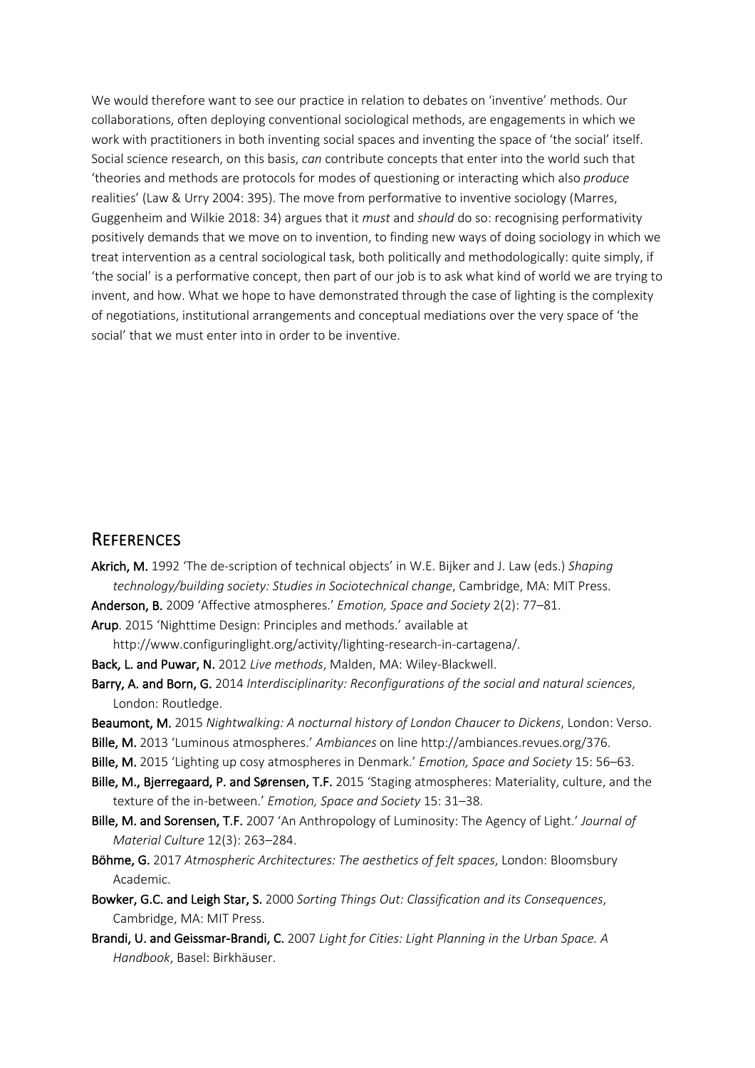We would therefore want to see our practice in relation to debates on 'inventive' methods. Our collaborations, often deploying conventional sociological methods, are engagements in which we work with practitioners in both inventing social spaces and inventing the space of 'the social' itself. Social science research, on this basis, *can* contribute concepts that enter into the world such that 'theories and methods are protocols for modes of questioning or interacting which also *produce* realities' (Law & Urry 2004: 395). The move from performative to inventive sociology (Marres, Guggenheim and Wilkie 2018: 34) argues that it *must* and *should* do so: recognising performativity positively demands that we move on to invention, to finding new ways of doing sociology in which we treat intervention as a central sociological task, both politically and methodologically: quite simply, if 'the social' is a performative concept, then part of our job is to ask what kind of world we are trying to invent, and how. What we hope to have demonstrated through the case of lighting is the complexity of negotiations, institutional arrangements and conceptual mediations over the very space of 'the social' that we must enter into in order to be inventive.

## References

**Akrich, M.** 1992 'The de-scription of technical objects' in W.E. Bijker and J. Law (eds.) *Shaping technology/building society: Studies in Sociotechnical change*, Cambridge, MA: MIT Press.

**Anderson, B.** 2009 'Affective atmospheres.' *Emotion, Space and Society* 2(2): 77–81.

**Arup**. 2015 'Nighttime Design: Principles and methods.' available at http://www.configuringlight.org/activity/lighting-research-in-cartagena/.

**Back, L. and Puwar, N.** 2012 *Live methods*, Malden, MA: Wiley-Blackwell.

**Barry, A. and Born, G.** 2014 *Interdisciplinarity: Reconfigurations of the social and natural sciences*, London: Routledge.

**Beaumont, M.** 2015 *Nightwalking: A nocturnal history of London Chaucer to Dickens*, London: Verso.

**Bille, M.** 2013 'Luminous atmospheres.' *Ambiances* on line http://ambiances.revues.org/376.

**Bille, M.** 2015 'Lighting up cosy atmospheres in Denmark.' *Emotion, Space and Society* 15: 56–63.

**Bille, M., Bjerregaard, P. and Sørensen, T.F.** 2015 'Staging atmospheres: Materiality, culture, and the texture of the in-between.' *Emotion, Space and Society* 15: 31–38.

**Bille, M. and Sorensen, T.F.** 2007 'An Anthropology of Luminosity: The Agency of Light.' *Journal of Material Culture* 12(3): 263–284.

**Böhme, G.** 2017 *Atmospheric Architectures: The aesthetics of felt spaces*, London: Bloomsbury Academic.

**Bowker, G.C. and Leigh Star, S.** 2000 *Sorting Things Out: Classification and its Consequences*, Cambridge, MA: MIT Press.

**Brandi, U. and Geissmar-Brandi, C.** 2007 *Light for Cities: Light Planning in the Urban Space. A Handbook*, Basel: Birkhäuser.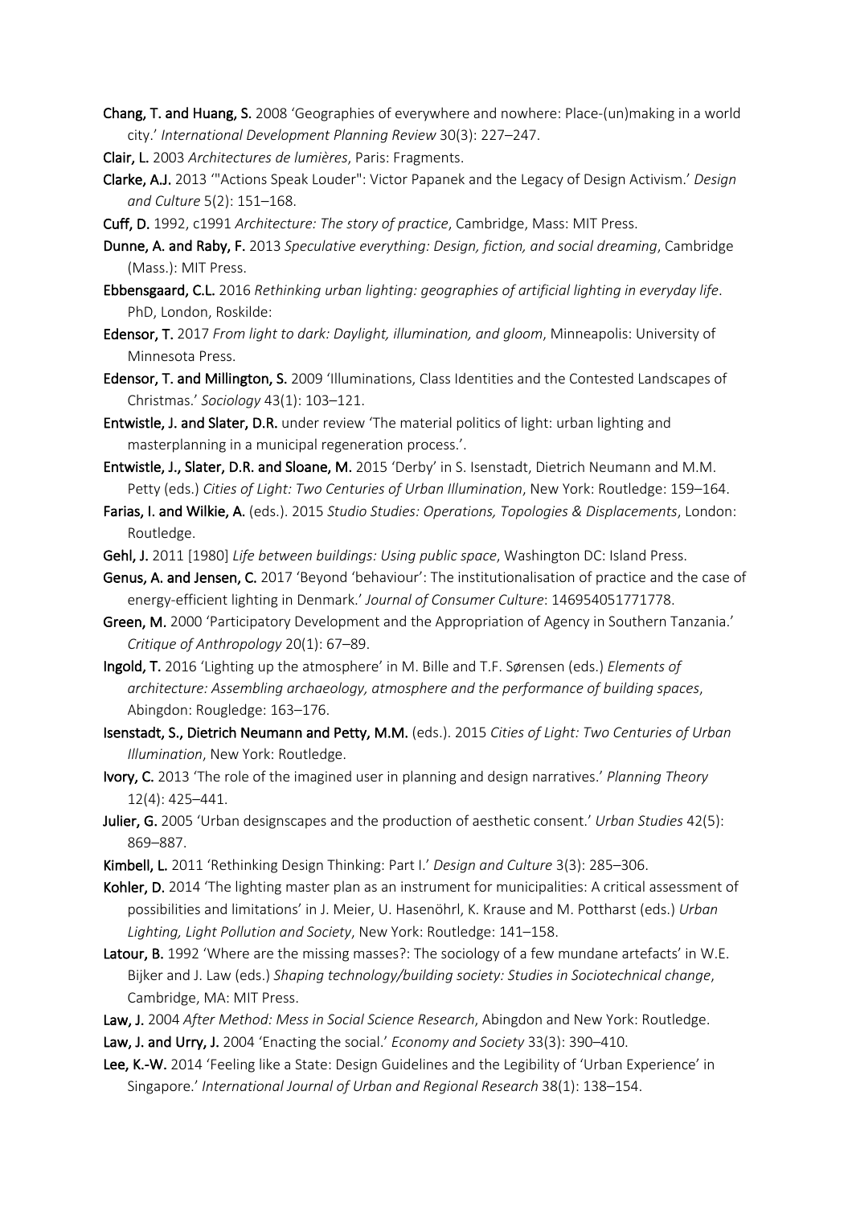**Chang, T. and Huang, S.** 2008 'Geographies of everywhere and nowhere: Place-(un)making in a world city.' *International Development Planning Review* 30(3): 227–247.

**Clair, L.** 2003 *Architectures de lumières*, Paris: Fragments.

**Clarke, A.J.** 2013 '"Actions Speak Louder": Victor Papanek and the Legacy of Design Activism.' *Design and Culture* 5(2): 151–168.

**Cuff, D.** 1992, c1991 *Architecture: The story of practice*, Cambridge, Mass: MIT Press.

**Dunne, A. and Raby, F.** 2013 *Speculative everything: Design, fiction, and social dreaming*, Cambridge (Mass.): MIT Press.

**Ebbensgaard, C.L.** 2016 *Rethinking urban lighting: geographies of artificial lighting in everyday life*. PhD, London, Roskilde:

**Edensor, T.** 2017 *From light to dark: Daylight, illumination, and gloom*, Minneapolis: University of Minnesota Press.

**Edensor, T. and Millington, S.** 2009 'Illuminations, Class Identities and the Contested Landscapes of Christmas.' *Sociology* 43(1): 103–121.

**Entwistle, J. and Slater, D.R.** under review 'The material politics of light: urban lighting and masterplanning in a municipal regeneration process.'.

**Entwistle, J., Slater, D.R. and Sloane, M.** 2015 'Derby' in S. Isenstadt, Dietrich Neumann and M.M. Petty (eds.) *Cities of Light: Two Centuries of Urban Illumination*, New York: Routledge: 159–164.

**Farias, I. and Wilkie, A.** (eds.). 2015 *Studio Studies: Operations, Topologies & Displacements*, London: Routledge.

**Gehl, J.** 2011 [1980] *Life between buildings: Using public space*, Washington DC: Island Press.

**Genus, A. and Jensen, C.** 2017 'Beyond 'behaviour': The institutionalisation of practice and the case of energy-efficient lighting in Denmark.' *Journal of Consumer Culture*: 146954051771778.

**Green, M.** 2000 'Participatory Development and the Appropriation of Agency in Southern Tanzania.' *Critique of Anthropology* 20(1): 67–89.

**Ingold, T.** 2016 'Lighting up the atmosphere' in M. Bille and T.F. Sørensen (eds.) *Elements of architecture: Assembling archaeology, atmosphere and the performance of building spaces*, Abingdon: Rougledge: 163–176.

**Isenstadt, S., Dietrich Neumann and Petty, M.M.** (eds.). 2015 *Cities of Light: Two Centuries of Urban Illumination*, New York: Routledge.

**Ivory, C.** 2013 'The role of the imagined user in planning and design narratives.' *Planning Theory* 12(4): 425–441.

**Julier, G.** 2005 'Urban designscapes and the production of aesthetic consent.' *Urban Studies* 42(5): 869–887.

**Kimbell, L.** 2011 'Rethinking Design Thinking: Part I.' *Design and Culture* 3(3): 285–306.

**Kohler, D.** 2014 'The lighting master plan as an instrument for municipalities: A critical assessment of possibilities and limitations' in J. Meier, U. Hasenöhrl, K. Krause and M. Pottharst (eds.) *Urban Lighting, Light Pollution and Society*, New York: Routledge: 141–158.

**Latour, B.** 1992 'Where are the missing masses?: The sociology of a few mundane artefacts' in W.E. Bijker and J. Law (eds.) *Shaping technology/building society: Studies in Sociotechnical change*, Cambridge, MA: MIT Press.

**Law, J.** 2004 *After Method: Mess in Social Science Research*, Abingdon and New York: Routledge.

**Law, J. and Urry, J.** 2004 'Enacting the social.' *Economy and Society* 33(3): 390–410.

**Lee, K.-W.** 2014 'Feeling like a State: Design Guidelines and the Legibility of 'Urban Experience' in Singapore.' *International Journal of Urban and Regional Research* 38(1): 138–154.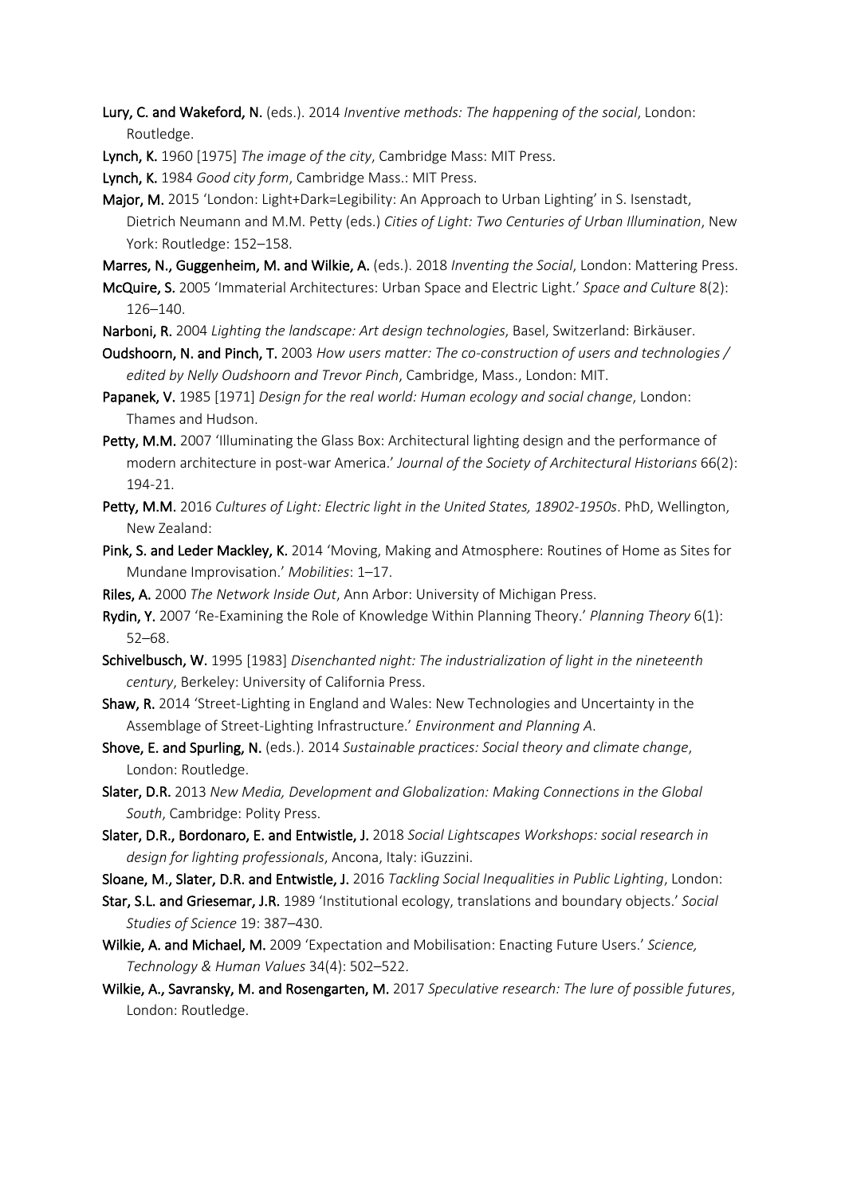**Lury, C. and Wakeford, N.** (eds.). 2014 *Inventive methods: The happening of the social*, London: Routledge.

**Lynch, K.** 1960 [1975] *The image of the city*, Cambridge Mass: MIT Press.

**Lynch, K.** 1984 *Good city form*, Cambridge Mass.: MIT Press.

**Major, M.** 2015 'London: Light+Dark=Legibility: An Approach to Urban Lighting' in S. Isenstadt, Dietrich Neumann and M.M. Petty (eds.) *Cities of Light: Two Centuries of Urban Illumination*, New York: Routledge: 152–158.

**Marres, N., Guggenheim, M. and Wilkie, A.** (eds.). 2018 *Inventing the Social*, London: Mattering Press.

**McQuire, S.** 2005 'Immaterial Architectures: Urban Space and Electric Light.' *Space and Culture* 8(2): 126–140.

**Narboni, R.** 2004 *Lighting the landscape: Art design technologies*, Basel, Switzerland: Birkäuser.

**Oudshoorn, N. and Pinch, T.** 2003 *How users matter: The co-construction of users and technologies / edited by Nelly Oudshoorn and Trevor Pinch*, Cambridge, Mass., London: MIT.

**Papanek, V.** 1985 [1971] *Design for the real world: Human ecology and social change*, London: Thames and Hudson.

**Petty, M.M.** 2007 'Illuminating the Glass Box: Architectural lighting design and the performance of modern architecture in post-war America.' *Journal of the Society of Architectural Historians* 66(2): 194-21.

**Petty, M.M.** 2016 *Cultures of Light: Electric light in the United States, 18902-1950s*. PhD, Wellington, New Zealand:

**Pink, S. and Leder Mackley, K.** 2014 'Moving, Making and Atmosphere: Routines of Home as Sites for Mundane Improvisation.' *Mobilities*: 1–17.

**Riles, A.** 2000 *The Network Inside Out*, Ann Arbor: University of Michigan Press.

**Rydin, Y.** 2007 'Re-Examining the Role of Knowledge Within Planning Theory.' *Planning Theory* 6(1): 52–68.

**Schivelbusch, W.** 1995 [1983] *Disenchanted night: The industrialization of light in the nineteenth century*, Berkeley: University of California Press.

**Shaw, R.** 2014 'Street-Lighting in England and Wales: New Technologies and Uncertainty in the Assemblage of Street-Lighting Infrastructure.' *Environment and Planning A*.

**Shove, E. and Spurling, N.** (eds.). 2014 *Sustainable practices: Social theory and climate change*, London: Routledge.

**Slater, D.R.** 2013 *New Media, Development and Globalization: Making Connections in the Global South*, Cambridge: Polity Press.

**Slater, D.R., Bordonaro, E. and Entwistle, J.** 2018 *Social Lightscapes Workshops: social research in design for lighting professionals*, Ancona, Italy: iGuzzini.

**Sloane, M., Slater, D.R. and Entwistle, J.** 2016 *Tackling Social Inequalities in Public Lighting*, London:

**Star, S.L. and Griesemar, J.R.** 1989 'Institutional ecology, translations and boundary objects.' *Social Studies of Science* 19: 387–430.

**Wilkie, A. and Michael, M.** 2009 'Expectation and Mobilisation: Enacting Future Users.' *Science, Technology & Human Values* 34(4): 502–522.

**Wilkie, A., Savransky, M. and Rosengarten, M.** 2017 *Speculative research: The lure of possible futures*, London: Routledge.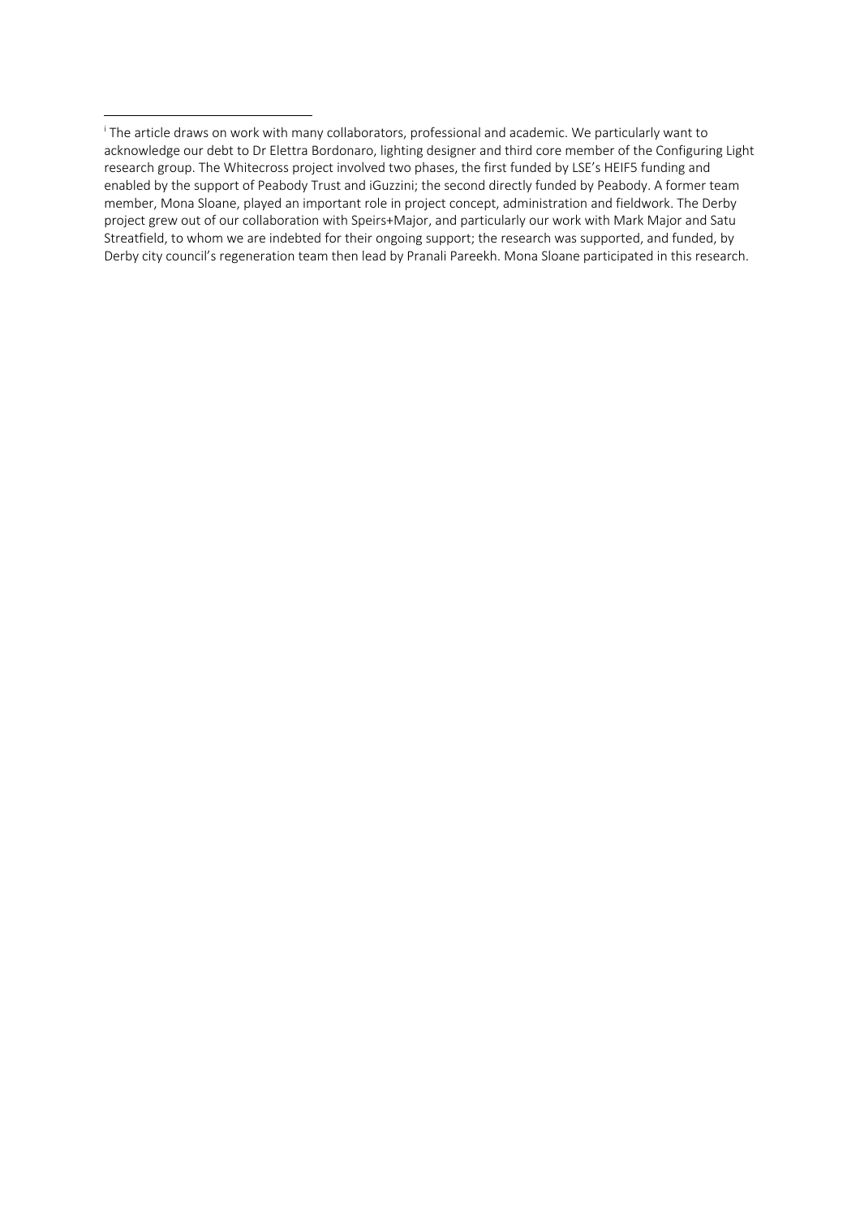[i] The article draws on work with many collaborators, professional and academic. We particularly want to acknowledge our debt to Dr Elettra Bordonaro, lighting designer and third core member of the Configuring Light research group. The Whitecross project involved two phases, the first funded by LSE's HEIF5 funding and enabled by the support of Peabody Trust and iGuzzini; the second directly funded by Peabody. A former team member, Mona Sloane, played an important role in project concept, administration and fieldwork. The Derby project grew out of our collaboration with Speirs+Major, and particularly our work with Mark Major and Satu Streatfield, to whom we are indebted for their ongoing support; the research was supported, and funded, by Derby city council's regeneration team then lead by Pranali Pareekh. Mona Sloane participated in this research.